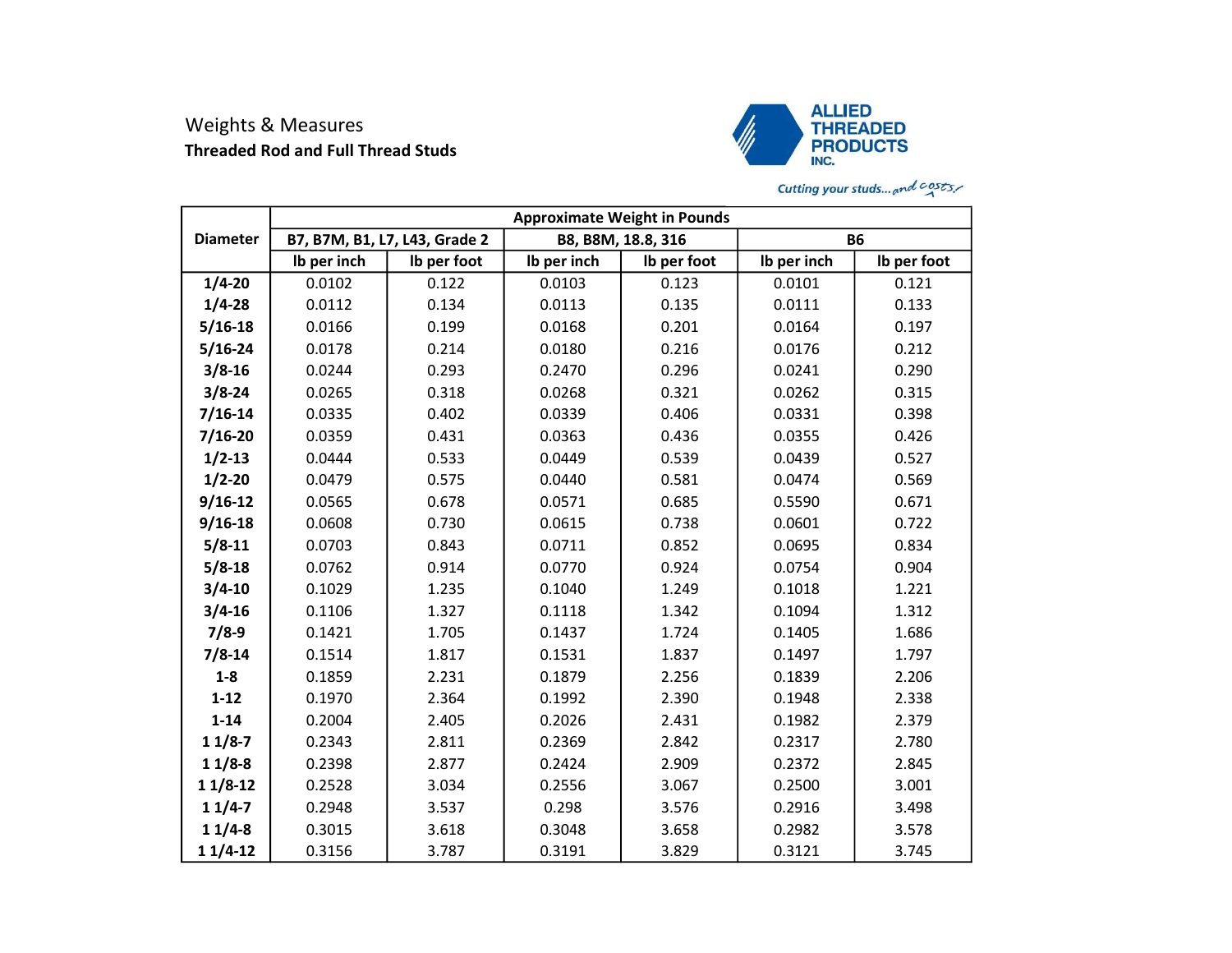## Weights & Measures

**Threaded Rod and Full Thread Studs**

**ALLIED THREADED PRODUCTS INC.**

*Cutting your studs...and costs.*

| Diameter | Approximate Weight in Pounds | | | | | |
|---|---|---|---|---|---|---|
| | B7, B7M, B1, L7, L43, Grade 2 | | B8, B8M, 18.8, 316 | | B6 | |
| | lb per inch | lb per foot | lb per inch | lb per foot | lb per inch | lb per foot |
| **1/4-20** | 0.0102 | 0.122 | 0.0103 | 0.123 | 0.0101 | 0.121 |
| **1/4-28** | 0.0112 | 0.134 | 0.0113 | 0.135 | 0.0111 | 0.133 |
| **5/16-18** | 0.0166 | 0.199 | 0.0168 | 0.201 | 0.0164 | 0.197 |
| **5/16-24** | 0.0178 | 0.214 | 0.0180 | 0.216 | 0.0176 | 0.212 |
| **3/8-16** | 0.0244 | 0.293 | 0.2470 | 0.296 | 0.0241 | 0.290 |
| **3/8-24** | 0.0265 | 0.318 | 0.0268 | 0.321 | 0.0262 | 0.315 |
| **7/16-14** | 0.0335 | 0.402 | 0.0339 | 0.406 | 0.0331 | 0.398 |
| **7/16-20** | 0.0359 | 0.431 | 0.0363 | 0.436 | 0.0355 | 0.426 |
| **1/2-13** | 0.0444 | 0.533 | 0.0449 | 0.539 | 0.0439 | 0.527 |
| **1/2-20** | 0.0479 | 0.575 | 0.0440 | 0.581 | 0.0474 | 0.569 |
| **9/16-12** | 0.0565 | 0.678 | 0.0571 | 0.685 | 0.5590 | 0.671 |
| **9/16-18** | 0.0608 | 0.730 | 0.0615 | 0.738 | 0.0601 | 0.722 |
| **5/8-11** | 0.0703 | 0.843 | 0.0711 | 0.852 | 0.0695 | 0.834 |
| **5/8-18** | 0.0762 | 0.914 | 0.0770 | 0.924 | 0.0754 | 0.904 |
| **3/4-10** | 0.1029 | 1.235 | 0.1040 | 1.249 | 0.1018 | 1.221 |
| **3/4-16** | 0.1106 | 1.327 | 0.1118 | 1.342 | 0.1094 | 1.312 |
| **7/8-9** | 0.1421 | 1.705 | 0.1437 | 1.724 | 0.1405 | 1.686 |
| **7/8-14** | 0.1514 | 1.817 | 0.1531 | 1.837 | 0.1497 | 1.797 |
| **1-8** | 0.1859 | 2.231 | 0.1879 | 2.256 | 0.1839 | 2.206 |
| **1-12** | 0.1970 | 2.364 | 0.1992 | 2.390 | 0.1948 | 2.338 |
| **1-14** | 0.2004 | 2.405 | 0.2026 | 2.431 | 0.1982 | 2.379 |
| **1 1/8-7** | 0.2343 | 2.811 | 0.2369 | 2.842 | 0.2317 | 2.780 |
| **1 1/8-8** | 0.2398 | 2.877 | 0.2424 | 2.909 | 0.2372 | 2.845 |
| **1 1/8-12** | 0.2528 | 3.034 | 0.2556 | 3.067 | 0.2500 | 3.001 |
| **1 1/4-7** | 0.2948 | 3.537 | 0.298 | 3.576 | 0.2916 | 3.498 |
| **1 1/4-8** | 0.3015 | 3.618 | 0.3048 | 3.658 | 0.2982 | 3.578 |
| **1 1/4-12** | 0.3156 | 3.787 | 0.3191 | 3.829 | 0.3121 | 3.745 |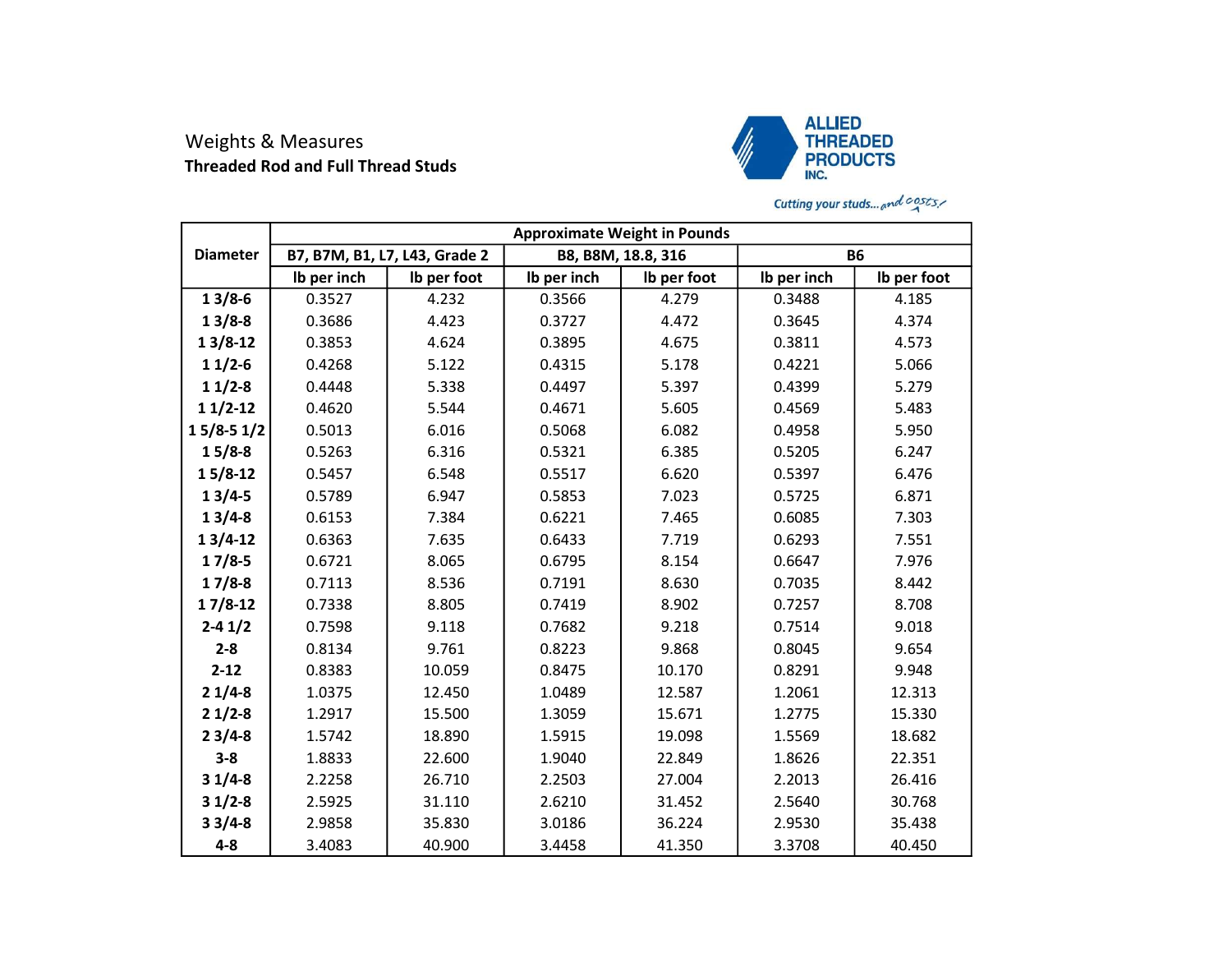Weights & Measures

**Threaded Rod and Full Thread Studs**

ALLIED THREADED PRODUCTS INC.

Cutting your studs... and costs!

| Diameter | Approximate Weight in Pounds | | | | | |
|---|---|---|---|---|---|---|
| | B7, B7M, B1, L7, L43, Grade 2 | | B8, B8M, 18.8, 316 | | B6 | |
| | lb per inch | lb per foot | lb per inch | lb per foot | lb per inch | lb per foot |
| 1 3/8-6 | 0.3527 | 4.232 | 0.3566 | 4.279 | 0.3488 | 4.185 |
| 1 3/8-8 | 0.3686 | 4.423 | 0.3727 | 4.472 | 0.3645 | 4.374 |
| 1 3/8-12 | 0.3853 | 4.624 | 0.3895 | 4.675 | 0.3811 | 4.573 |
| 1 1/2-6 | 0.4268 | 5.122 | 0.4315 | 5.178 | 0.4221 | 5.066 |
| 1 1/2-8 | 0.4448 | 5.338 | 0.4497 | 5.397 | 0.4399 | 5.279 |
| 1 1/2-12 | 0.4620 | 5.544 | 0.4671 | 5.605 | 0.4569 | 5.483 |
| 1 5/8-5 1/2 | 0.5013 | 6.016 | 0.5068 | 6.082 | 0.4958 | 5.950 |
| 1 5/8-8 | 0.5263 | 6.316 | 0.5321 | 6.385 | 0.5205 | 6.247 |
| 1 5/8-12 | 0.5457 | 6.548 | 0.5517 | 6.620 | 0.5397 | 6.476 |
| 1 3/4-5 | 0.5789 | 6.947 | 0.5853 | 7.023 | 0.5725 | 6.871 |
| 1 3/4-8 | 0.6153 | 7.384 | 0.6221 | 7.465 | 0.6085 | 7.303 |
| 1 3/4-12 | 0.6363 | 7.635 | 0.6433 | 7.719 | 0.6293 | 7.551 |
| 1 7/8-5 | 0.6721 | 8.065 | 0.6795 | 8.154 | 0.6647 | 7.976 |
| 1 7/8-8 | 0.7113 | 8.536 | 0.7191 | 8.630 | 0.7035 | 8.442 |
| 1 7/8-12 | 0.7338 | 8.805 | 0.7419 | 8.902 | 0.7257 | 8.708 |
| 2-4 1/2 | 0.7598 | 9.118 | 0.7682 | 9.218 | 0.7514 | 9.018 |
| 2-8 | 0.8134 | 9.761 | 0.8223 | 9.868 | 0.8045 | 9.654 |
| 2-12 | 0.8383 | 10.059 | 0.8475 | 10.170 | 0.8291 | 9.948 |
| 2 1/4-8 | 1.0375 | 12.450 | 1.0489 | 12.587 | 1.2061 | 12.313 |
| 2 1/2-8 | 1.2917 | 15.500 | 1.3059 | 15.671 | 1.2775 | 15.330 |
| 2 3/4-8 | 1.5742 | 18.890 | 1.5915 | 19.098 | 1.5569 | 18.682 |
| 3-8 | 1.8833 | 22.600 | 1.9040 | 22.849 | 1.8626 | 22.351 |
| 3 1/4-8 | 2.2258 | 26.710 | 2.2503 | 27.004 | 2.2013 | 26.416 |
| 3 1/2-8 | 2.5925 | 31.110 | 2.6210 | 31.452 | 2.5640 | 30.768 |
| 3 3/4-8 | 2.9858 | 35.830 | 3.0186 | 36.224 | 2.9530 | 35.438 |
| 4-8 | 3.4083 | 40.900 | 3.4458 | 41.350 | 3.3708 | 40.450 |